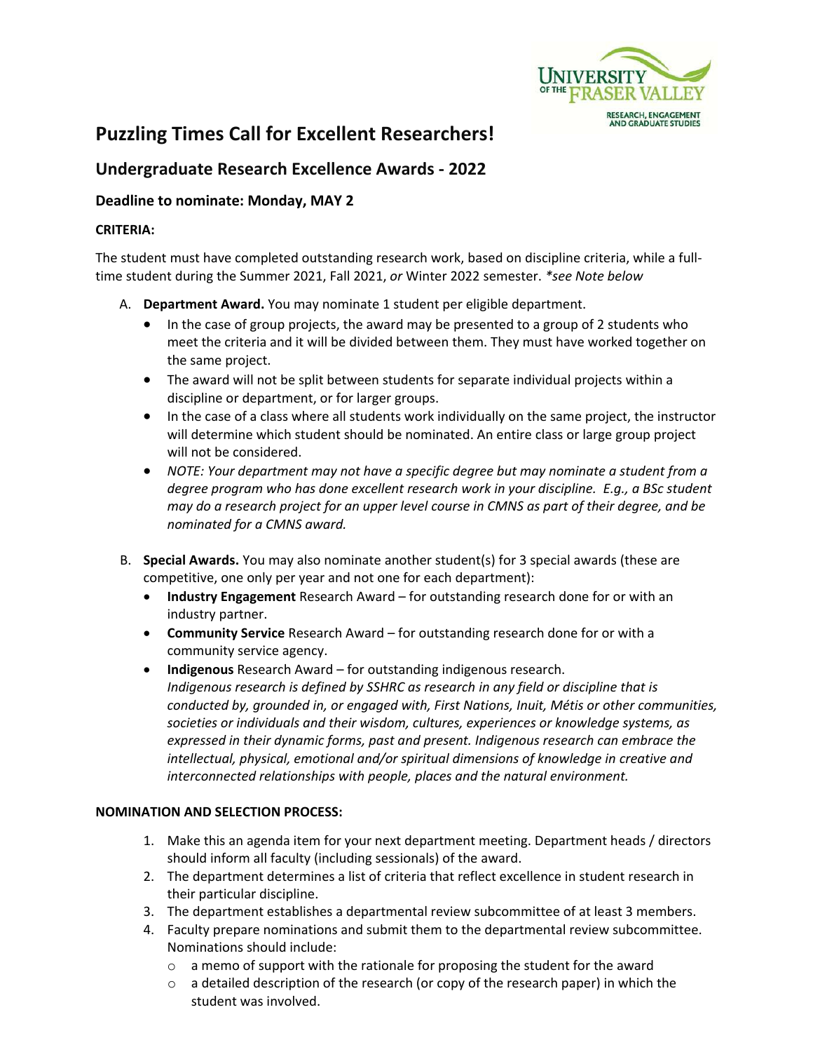# Puzzling Times Call for Excellent Researchers!

## Undergraduate Research Excellence Awards - 2022

### Deadline to nominate: Monday, MAY 2

**CRITERIA:**

The student must have completed outstanding research work, based on discipline criteria, while a full-time student during the Summer 2021, Fall 2021, *or* Winter 2022 semester. *\*see Note below*

A. **Department Award.** You may nominate 1 student per eligible department.
   - In the case of group projects, the award may be presented to a group of 2 students who meet the criteria and it will be divided between them. They must have worked together on the same project.
   - The award will not be split between students for separate individual projects within a discipline or department, or for larger groups.
   - In the case of a class where all students work individually on the same project, the instructor will determine which student should be nominated. An entire class or large group project will not be considered.
   - *NOTE: Your department may not have a specific degree but may nominate a student from a degree program who has done excellent research work in your discipline. E.g., a BSc student may do a research project for an upper level course in CMNS as part of their degree, and be nominated for a CMNS award.*

B. **Special Awards.** You may also nominate another student(s) for 3 special awards (these are competitive, one only per year and not one for each department):
   - **Industry Engagement** Research Award – for outstanding research done for or with an industry partner.
   - **Community Service** Research Award – for outstanding research done for or with a community service agency.
   - **Indigenous** Research Award – for outstanding indigenous research.
     *Indigenous research is defined by SSHRC as research in any field or discipline that is conducted by, grounded in, or engaged with, First Nations, Inuit, Métis or other communities, societies or individuals and their wisdom, cultures, experiences or knowledge systems, as expressed in their dynamic forms, past and present. Indigenous research can embrace the intellectual, physical, emotional and/or spiritual dimensions of knowledge in creative and interconnected relationships with people, places and the natural environment.*

**NOMINATION AND SELECTION PROCESS:**

1. Make this an agenda item for your next department meeting. Department heads / directors should inform all faculty (including sessionals) of the award.
2. The department determines a list of criteria that reflect excellence in student research in their particular discipline.
3. The department establishes a departmental review subcommittee of at least 3 members.
4. Faculty prepare nominations and submit them to the departmental review subcommittee. Nominations should include:
   - a memo of support with the rationale for proposing the student for the award
   - a detailed description of the research (or copy of the research paper) in which the student was involved.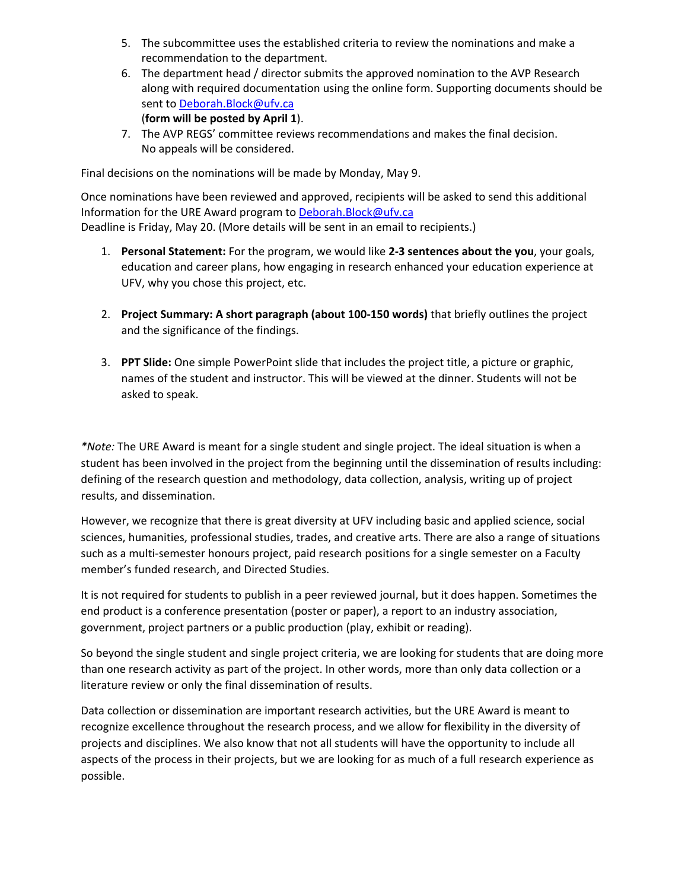5. The subcommittee uses the established criteria to review the nominations and make a recommendation to the department.
6. The department head / director submits the approved nomination to the AVP Research along with required documentation using the online form. Supporting documents should be sent to Deborah.Block@ufv.ca
(**form will be posted by April 1**).
7. The AVP REGS' committee reviews recommendations and makes the final decision. No appeals will be considered.

Final decisions on the nominations will be made by Monday, May 9.

Once nominations have been reviewed and approved, recipients will be asked to send this additional Information for the URE Award program to Deborah.Block@ufv.ca
Deadline is Friday, May 20. (More details will be sent in an email to recipients.)

1. **Personal Statement:** For the program, we would like **2-3 sentences about the you**, your goals, education and career plans, how engaging in research enhanced your education experience at UFV, why you chose this project, etc.

2. **Project Summary: A short paragraph (about 100-150 words)** that briefly outlines the project and the significance of the findings.

3. **PPT Slide:** One simple PowerPoint slide that includes the project title, a picture or graphic, names of the student and instructor. This will be viewed at the dinner. Students will not be asked to speak.

*\*Note:* The URE Award is meant for a single student and single project. The ideal situation is when a student has been involved in the project from the beginning until the dissemination of results including: defining of the research question and methodology, data collection, analysis, writing up of project results, and dissemination.

However, we recognize that there is great diversity at UFV including basic and applied science, social sciences, humanities, professional studies, trades, and creative arts. There are also a range of situations such as a multi-semester honours project, paid research positions for a single semester on a Faculty member's funded research, and Directed Studies.

It is not required for students to publish in a peer reviewed journal, but it does happen. Sometimes the end product is a conference presentation (poster or paper), a report to an industry association, government, project partners or a public production (play, exhibit or reading).

So beyond the single student and single project criteria, we are looking for students that are doing more than one research activity as part of the project. In other words, more than only data collection or a literature review or only the final dissemination of results.

Data collection or dissemination are important research activities, but the URE Award is meant to recognize excellence throughout the research process, and we allow for flexibility in the diversity of projects and disciplines. We also know that not all students will have the opportunity to include all aspects of the process in their projects, but we are looking for as much of a full research experience as possible.